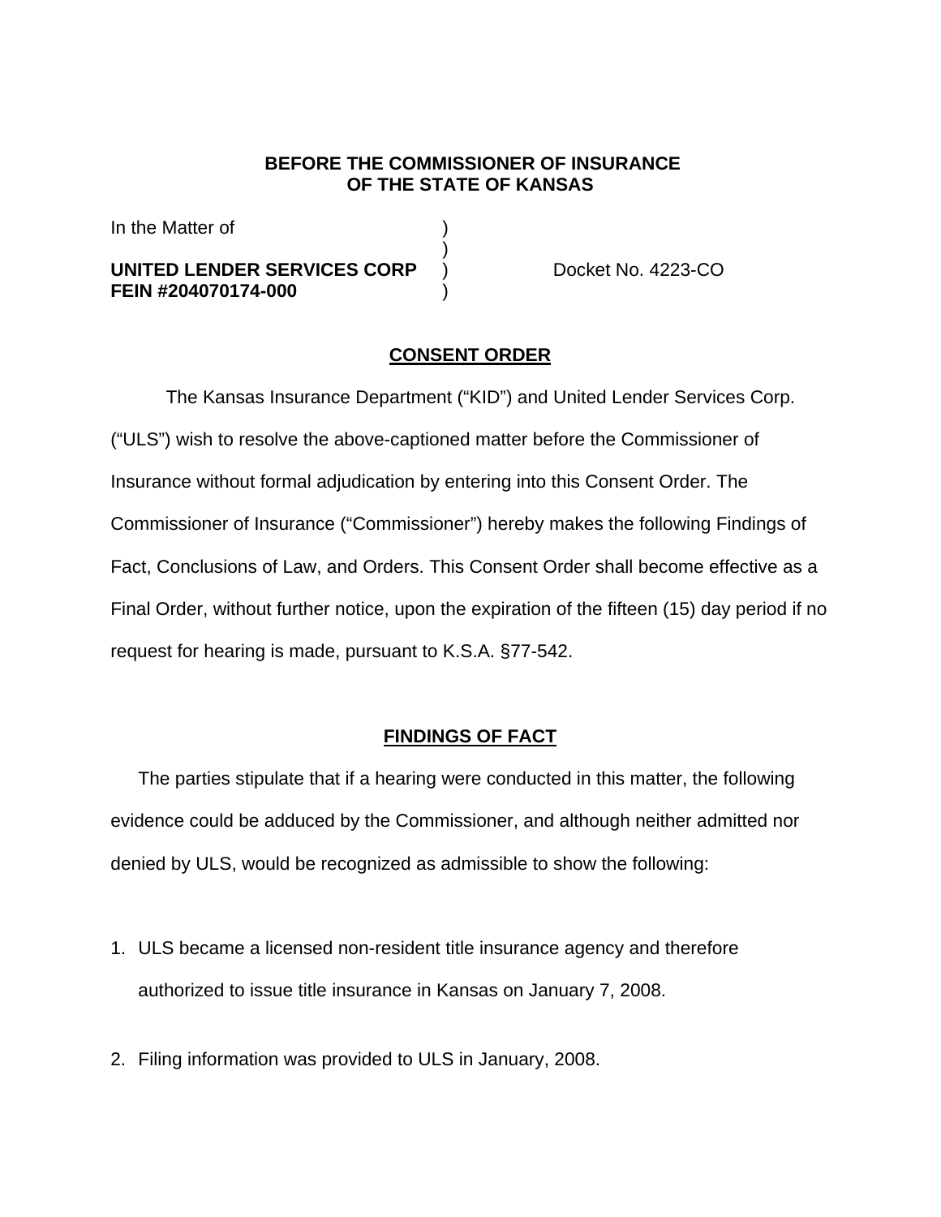**BEFORE THE COMMISSIONER OF INSURANCE**
**OF THE STATE OF KANSAS**

In the Matter of )
)
**UNITED LENDER SERVICES CORP** ) Docket No. 4223-CO
**FEIN #204070174-000** )

## CONSENT ORDER

The Kansas Insurance Department ("KID") and United Lender Services Corp. ("ULS") wish to resolve the above-captioned matter before the Commissioner of Insurance without formal adjudication by entering into this Consent Order. The Commissioner of Insurance ("Commissioner") hereby makes the following Findings of Fact, Conclusions of Law, and Orders. This Consent Order shall become effective as a Final Order, without further notice, upon the expiration of the fifteen (15) day period if no request for hearing is made, pursuant to K.S.A. §77-542.

## FINDINGS OF FACT

The parties stipulate that if a hearing were conducted in this matter, the following evidence could be adduced by the Commissioner, and although neither admitted nor denied by ULS, would be recognized as admissible to show the following:

1. ULS became a licensed non-resident title insurance agency and therefore authorized to issue title insurance in Kansas on January 7, 2008.

2. Filing information was provided to ULS in January, 2008.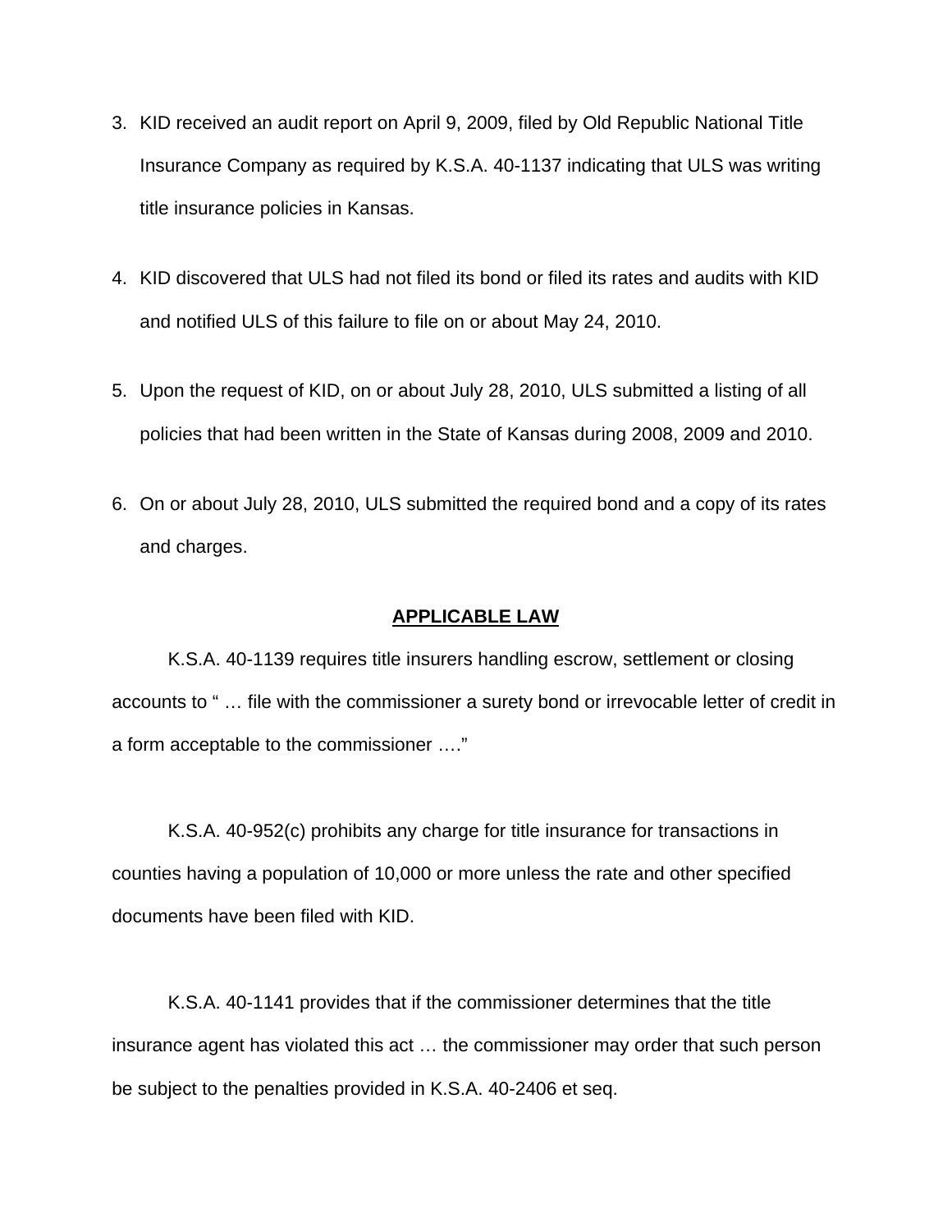3. KID received an audit report on April 9, 2009, filed by Old Republic National Title Insurance Company as required by K.S.A. 40-1137 indicating that ULS was writing title insurance policies in Kansas.

4. KID discovered that ULS had not filed its bond or filed its rates and audits with KID and notified ULS of this failure to file on or about May 24, 2010.

5. Upon the request of KID, on or about July 28, 2010, ULS submitted a listing of all policies that had been written in the State of Kansas during 2008, 2009 and 2010.

6. On or about July 28, 2010, ULS submitted the required bond and a copy of its rates and charges.

## APPLICABLE LAW

K.S.A. 40-1139 requires title insurers handling escrow, settlement or closing accounts to " … file with the commissioner a surety bond or irrevocable letter of credit in a form acceptable to the commissioner …."

K.S.A. 40-952(c) prohibits any charge for title insurance for transactions in counties having a population of 10,000 or more unless the rate and other specified documents have been filed with KID.

K.S.A. 40-1141 provides that if the commissioner determines that the title insurance agent has violated this act … the commissioner may order that such person be subject to the penalties provided in K.S.A. 40-2406 et seq.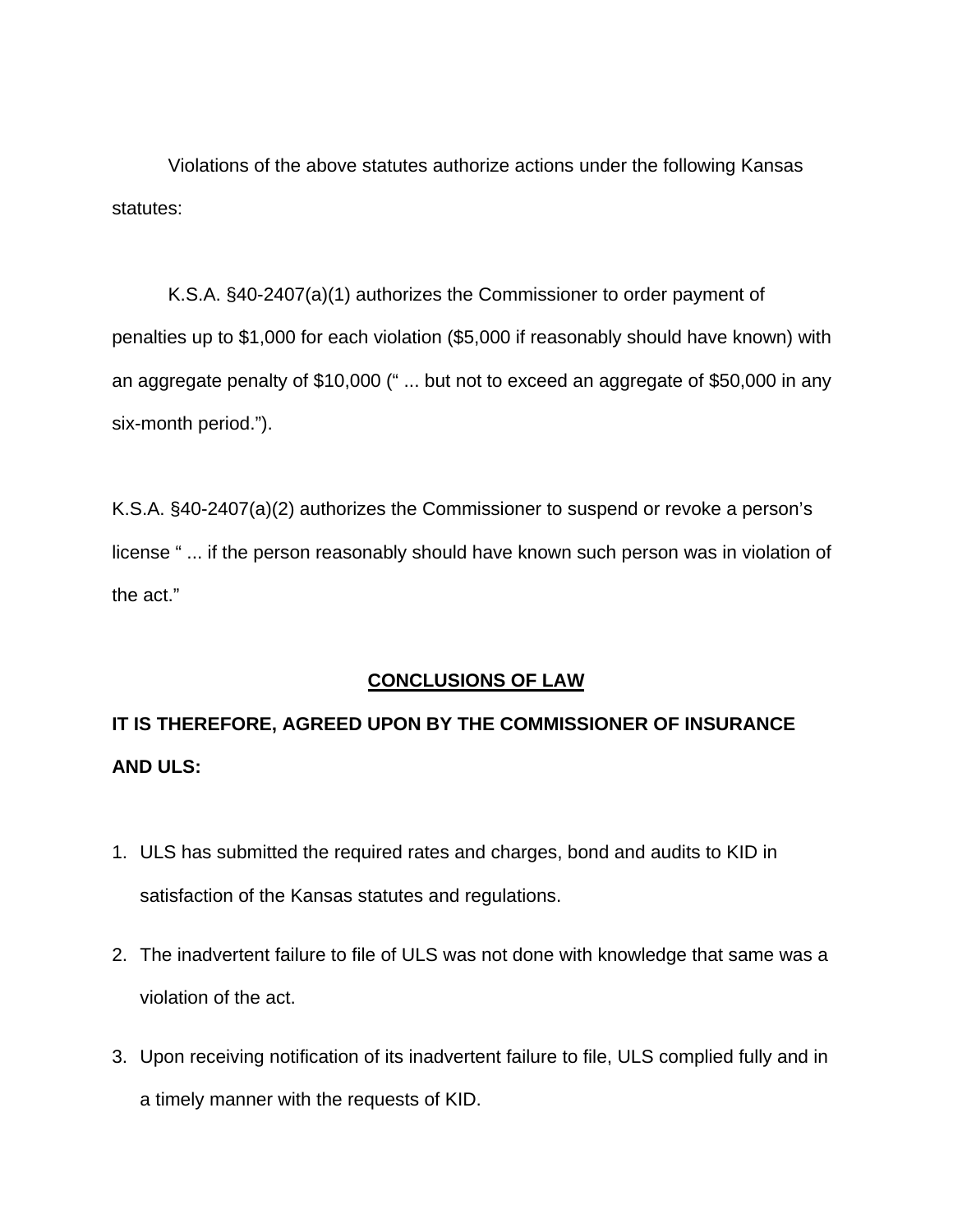Violations of the above statutes authorize actions under the following Kansas statutes:

K.S.A. §40-2407(a)(1) authorizes the Commissioner to order payment of penalties up to $1,000 for each violation ($5,000 if reasonably should have known) with an aggregate penalty of $10,000 (" ... but not to exceed an aggregate of $50,000 in any six-month period.").

K.S.A. §40-2407(a)(2) authorizes the Commissioner to suspend or revoke a person's license " ... if the person reasonably should have known such person was in violation of the act."

## CONCLUSIONS OF LAW

**IT IS THEREFORE, AGREED UPON BY THE COMMISSIONER OF INSURANCE AND ULS:**

1. ULS has submitted the required rates and charges, bond and audits to KID in satisfaction of the Kansas statutes and regulations.
2. The inadvertent failure to file of ULS was not done with knowledge that same was a violation of the act.
3. Upon receiving notification of its inadvertent failure to file, ULS complied fully and in a timely manner with the requests of KID.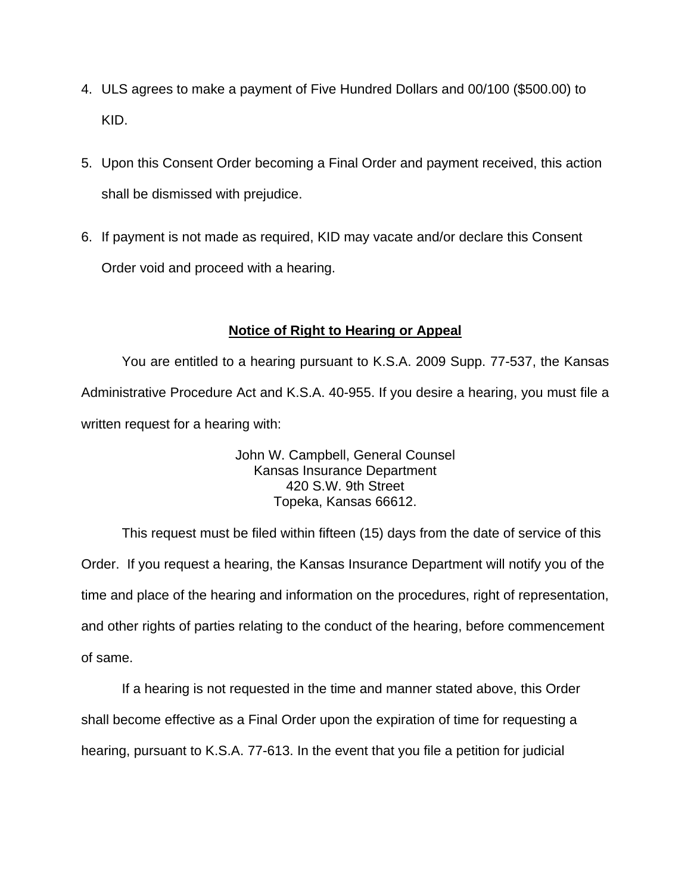4. ULS agrees to make a payment of Five Hundred Dollars and 00/100 ($500.00) to KID.

5. Upon this Consent Order becoming a Final Order and payment received, this action shall be dismissed with prejudice.

6. If payment is not made as required, KID may vacate and/or declare this Consent Order void and proceed with a hearing.

**Notice of Right to Hearing or Appeal**

You are entitled to a hearing pursuant to K.S.A. 2009 Supp. 77-537, the Kansas Administrative Procedure Act and K.S.A. 40-955. If you desire a hearing, you must file a written request for a hearing with:

John W. Campbell, General Counsel
Kansas Insurance Department
420 S.W. 9th Street
Topeka, Kansas 66612.

This request must be filed within fifteen (15) days from the date of service of this Order. If you request a hearing, the Kansas Insurance Department will notify you of the time and place of the hearing and information on the procedures, right of representation, and other rights of parties relating to the conduct of the hearing, before commencement of same.

If a hearing is not requested in the time and manner stated above, this Order shall become effective as a Final Order upon the expiration of time for requesting a hearing, pursuant to K.S.A. 77-613. In the event that you file a petition for judicial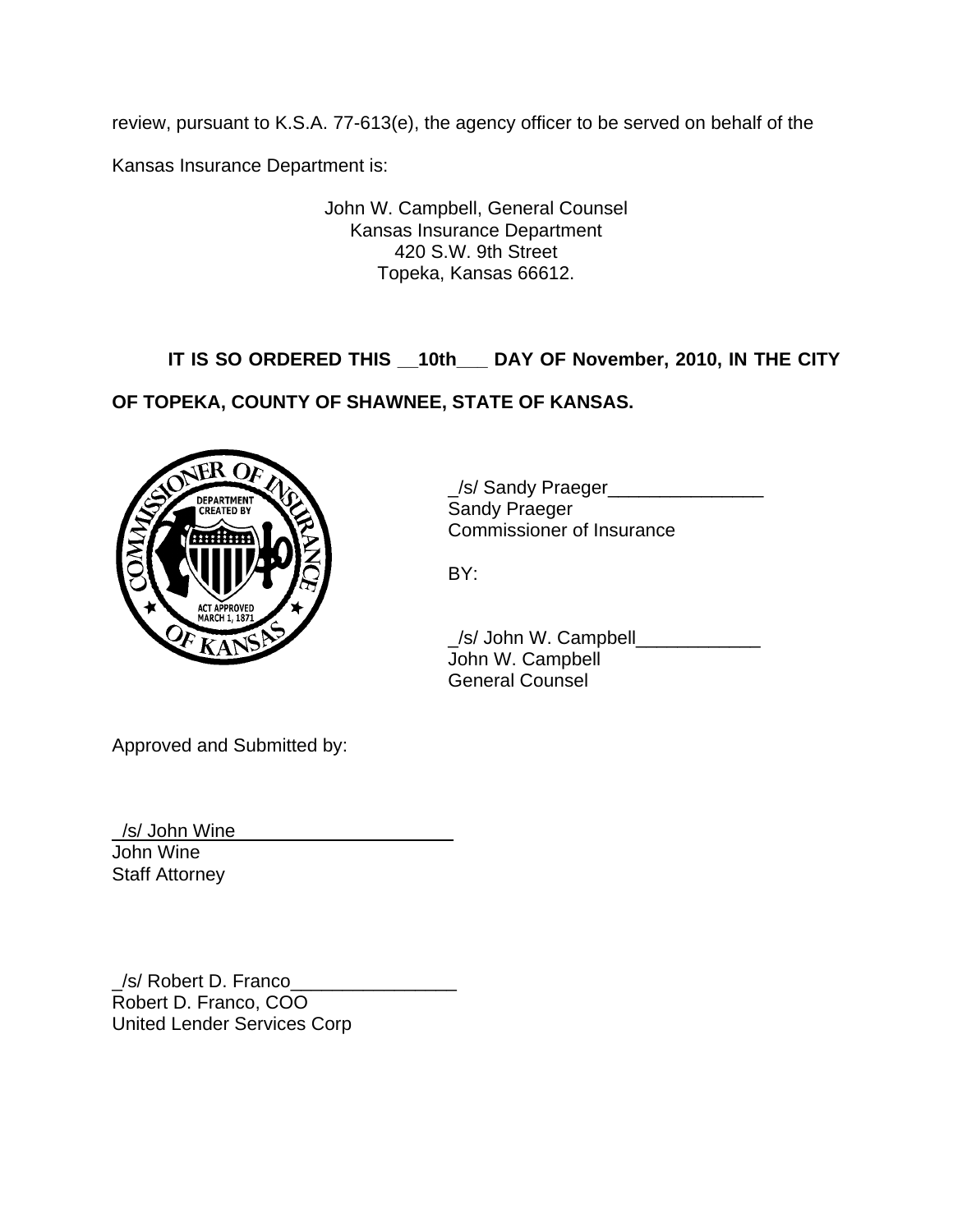review, pursuant to K.S.A. 77-613(e), the agency officer to be served on behalf of the Kansas Insurance Department is:

John W. Campbell, General Counsel
Kansas Insurance Department
420 S.W. 9th Street
Topeka, Kansas 66612.

**IT IS SO ORDERED THIS __10th___ DAY OF November, 2010, IN THE CITY OF TOPEKA, COUNTY OF SHAWNEE, STATE OF KANSAS.**

_/s/ Sandy Praeger_______________
Sandy Praeger
Commissioner of Insurance

BY:

_/s/ John W. Campbell____________
John W. Campbell
General Counsel

Approved and Submitted by:

_/s/ John Wine_____________________
John Wine
Staff Attorney

_/s/ Robert D. Franco________________
Robert D. Franco, COO
United Lender Services Corp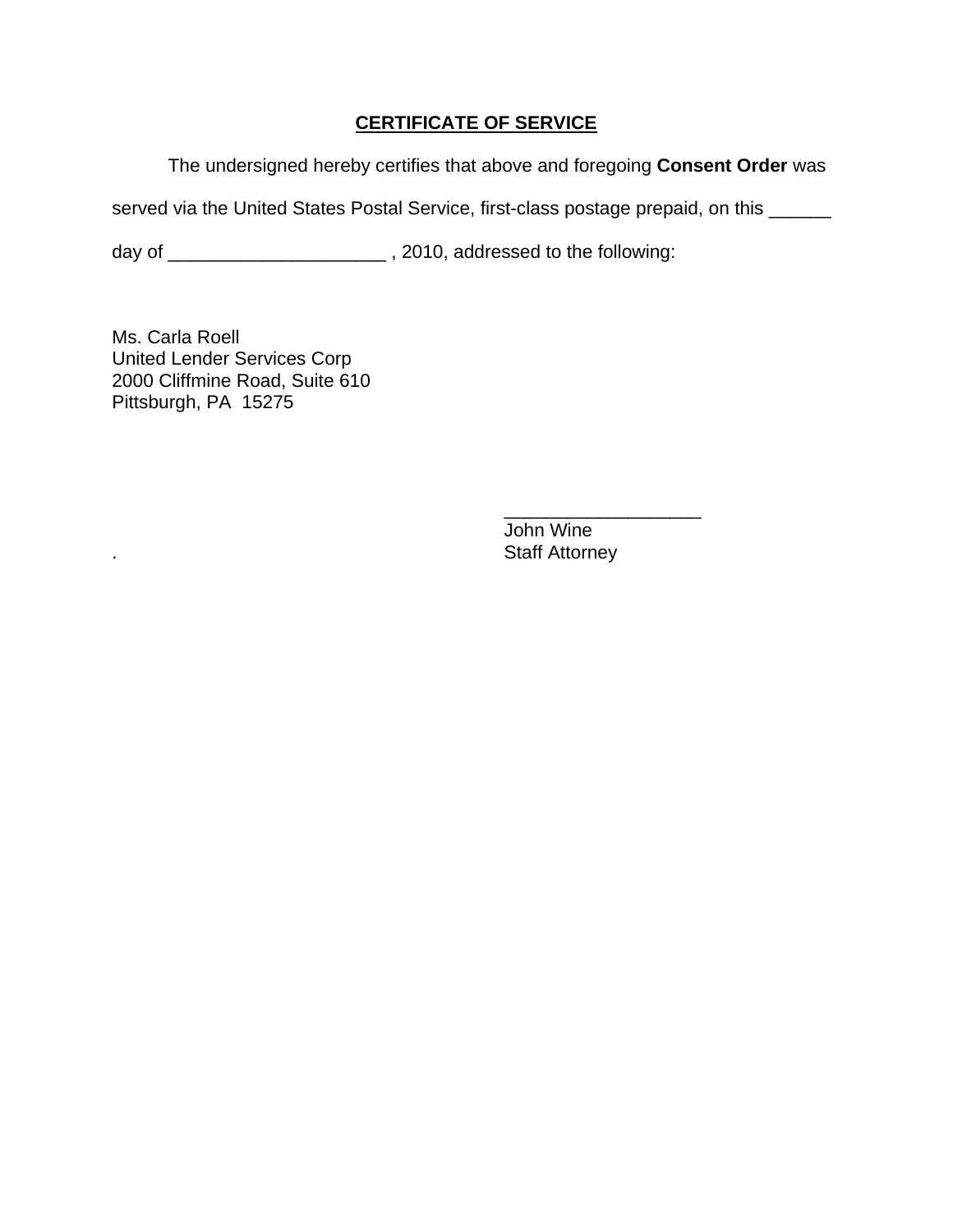## CERTIFICATE OF SERVICE

The undersigned hereby certifies that above and foregoing **Consent Order** was served via the United States Postal Service, first-class postage prepaid, on this ______ day of _____________________ , 2010, addressed to the following:

Ms. Carla Roell
United Lender Services Corp
2000 Cliffmine Road, Suite 610
Pittsburgh, PA 15275

___________________
John Wine
Staff Attorney